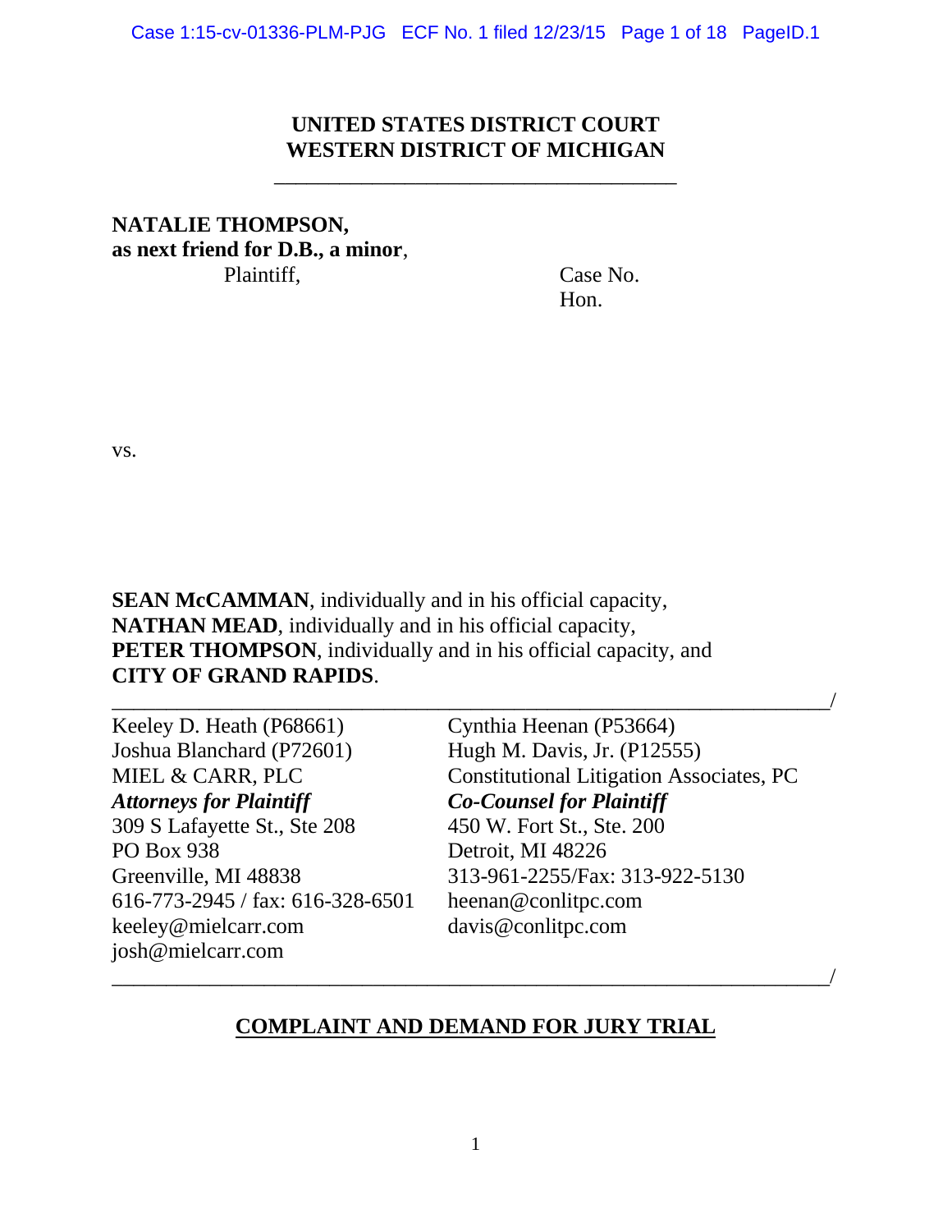**UNITED STATES DISTRICT COURT**
**WESTERN DISTRICT OF MICHIGAN**

---

**NATALIE THOMPSON,**
**as next friend for D.B., a minor**,
Plaintiff,

Case No.
Hon.

vs.

**SEAN McCAMMAN**, individually and in his official capacity,
**NATHAN MEAD**, individually and in his official capacity,
**PETER THOMPSON**, individually and in his official capacity, and
**CITY OF GRAND RAPIDS**.

---

Keeley D. Heath (P68661)
Joshua Blanchard (P72601)
MIEL & CARR, PLC
***Attorneys for Plaintiff***
309 S Lafayette St., Ste 208
PO Box 938
Greenville, MI 48838
616-773-2945 / fax: 616-328-6501
keeley@mielcarr.com
josh@mielcarr.com

Cynthia Heenan (P53664)
Hugh M. Davis, Jr. (P12555)
Constitutional Litigation Associates, PC
***Co-Counsel for Plaintiff***
450 W. Fort St., Ste. 200
Detroit, MI 48226
313-961-2255/Fax: 313-922-5130
heenan@conlitpc.com
davis@conlitpc.com

---

**COMPLAINT AND DEMAND FOR JURY TRIAL**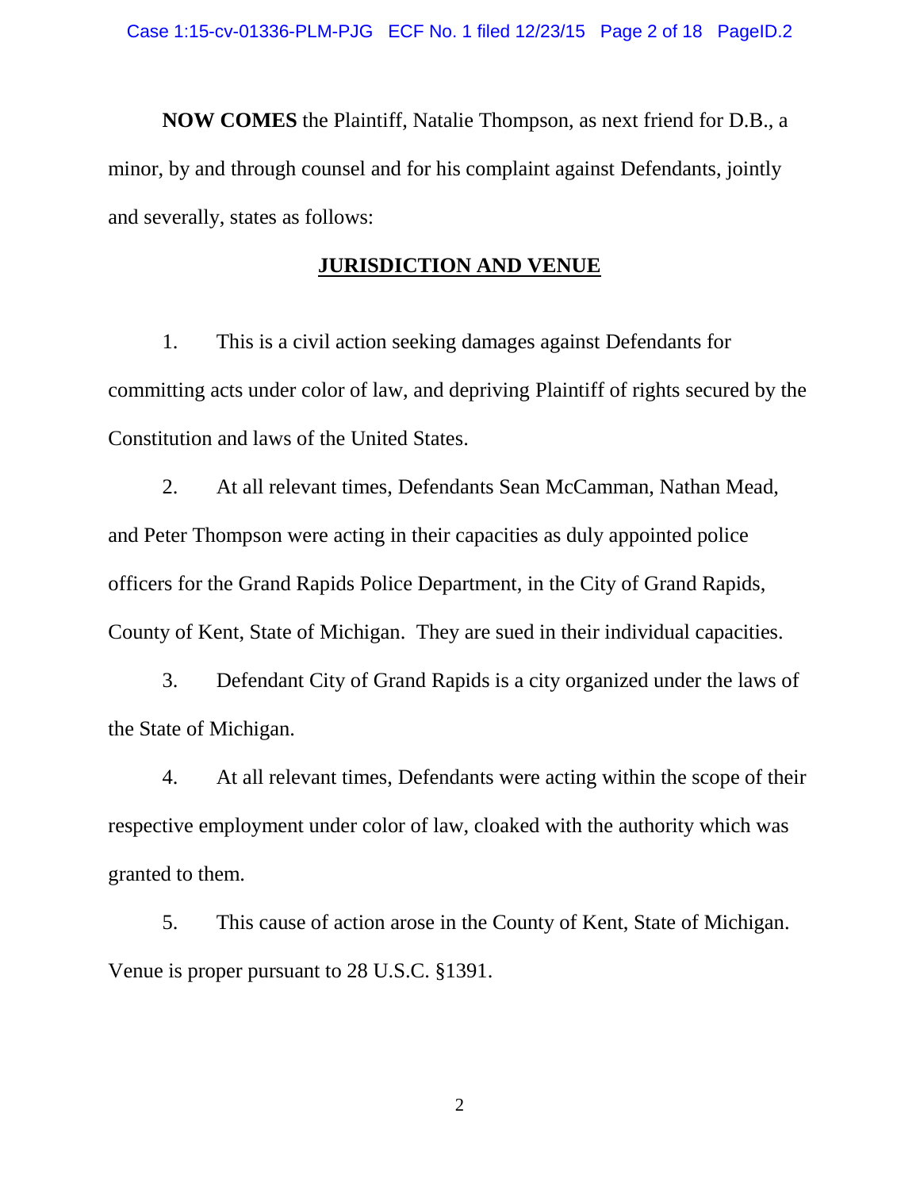**NOW COMES** the Plaintiff, Natalie Thompson, as next friend for D.B., a minor, by and through counsel and for his complaint against Defendants, jointly and severally, states as follows:

## JURISDICTION AND VENUE

1. This is a civil action seeking damages against Defendants for committing acts under color of law, and depriving Plaintiff of rights secured by the Constitution and laws of the United States.

2. At all relevant times, Defendants Sean McCamman, Nathan Mead, and Peter Thompson were acting in their capacities as duly appointed police officers for the Grand Rapids Police Department, in the City of Grand Rapids, County of Kent, State of Michigan. They are sued in their individual capacities.

3. Defendant City of Grand Rapids is a city organized under the laws of the State of Michigan.

4. At all relevant times, Defendants were acting within the scope of their respective employment under color of law, cloaked with the authority which was granted to them.

5. This cause of action arose in the County of Kent, State of Michigan. Venue is proper pursuant to 28 U.S.C. §1391.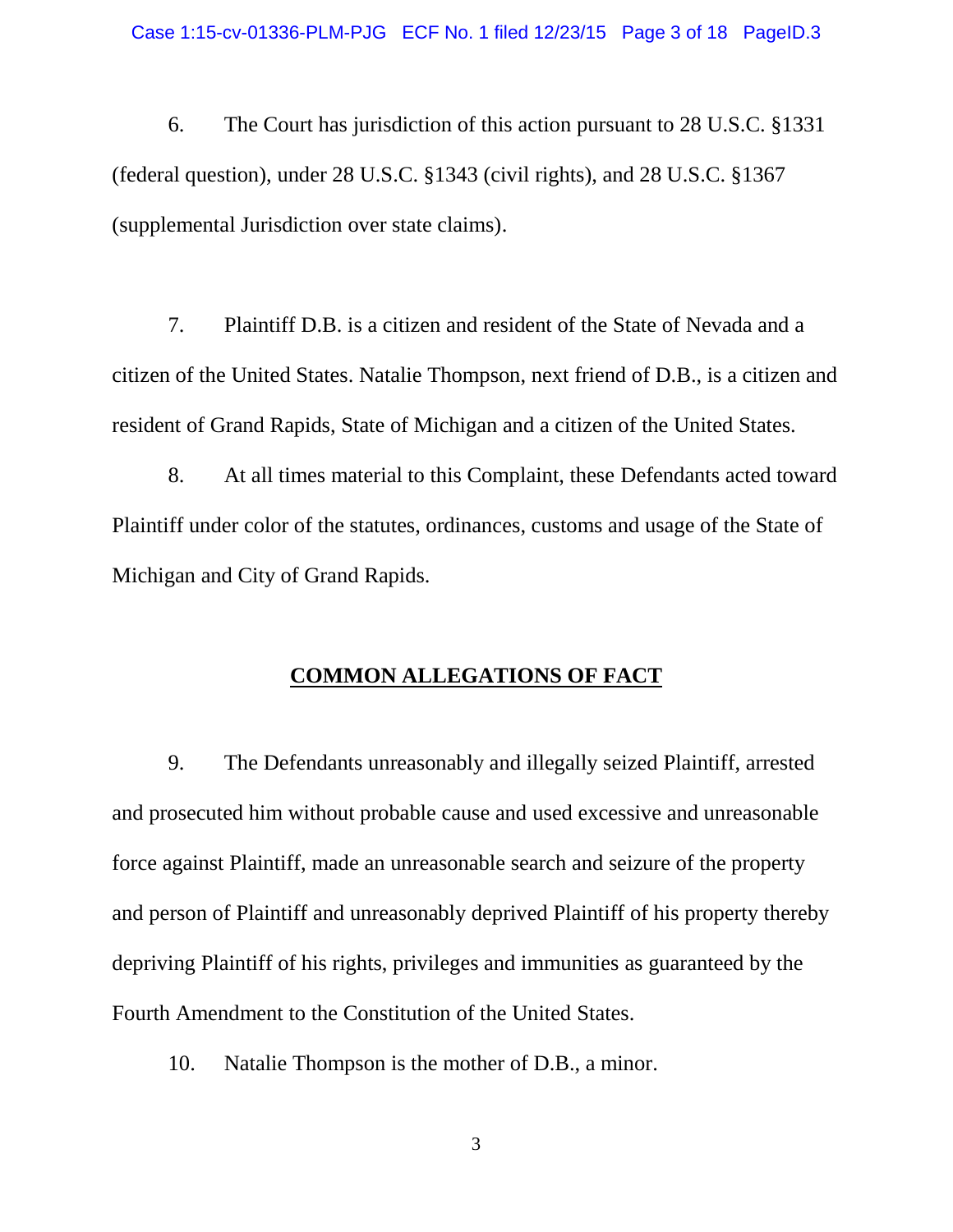6. The Court has jurisdiction of this action pursuant to 28 U.S.C. §1331 (federal question), under 28 U.S.C. §1343 (civil rights), and 28 U.S.C. §1367 (supplemental Jurisdiction over state claims).

7. Plaintiff D.B. is a citizen and resident of the State of Nevada and a citizen of the United States. Natalie Thompson, next friend of D.B., is a citizen and resident of Grand Rapids, State of Michigan and a citizen of the United States.

8. At all times material to this Complaint, these Defendants acted toward Plaintiff under color of the statutes, ordinances, customs and usage of the State of Michigan and City of Grand Rapids.

## COMMON ALLEGATIONS OF FACT

9. The Defendants unreasonably and illegally seized Plaintiff, arrested and prosecuted him without probable cause and used excessive and unreasonable force against Plaintiff, made an unreasonable search and seizure of the property and person of Plaintiff and unreasonably deprived Plaintiff of his property thereby depriving Plaintiff of his rights, privileges and immunities as guaranteed by the Fourth Amendment to the Constitution of the United States.

10. Natalie Thompson is the mother of D.B., a minor.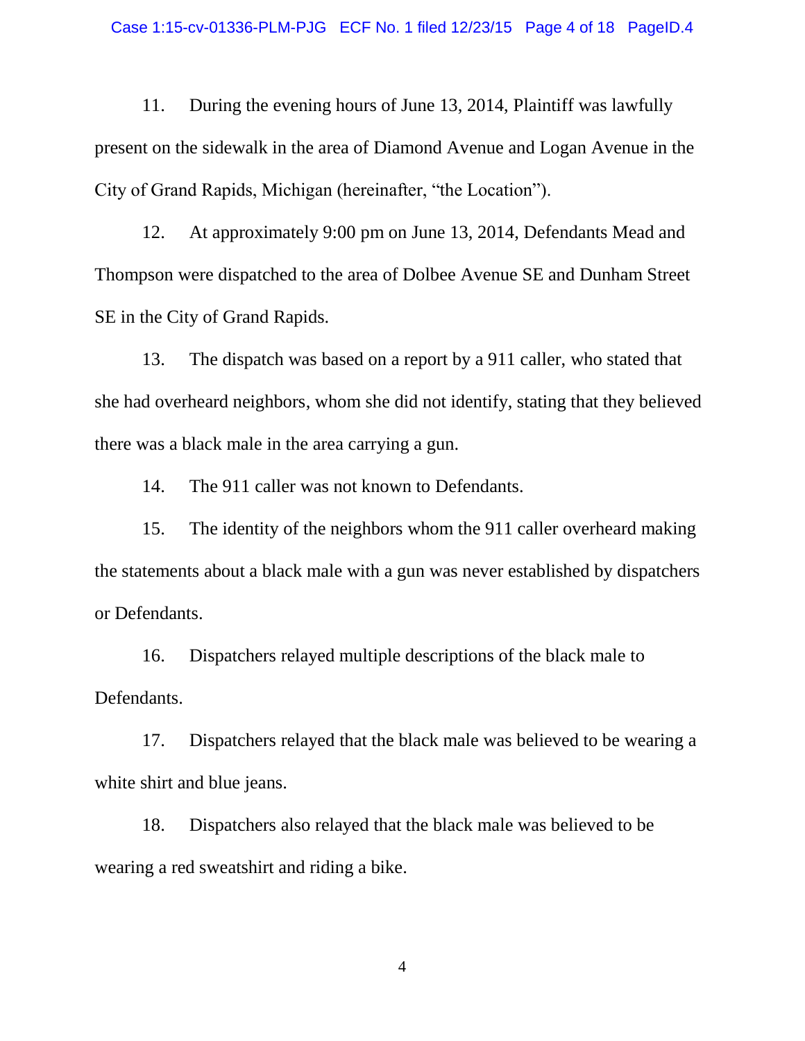11. During the evening hours of June 13, 2014, Plaintiff was lawfully present on the sidewalk in the area of Diamond Avenue and Logan Avenue in the City of Grand Rapids, Michigan (hereinafter, "the Location").

12. At approximately 9:00 pm on June 13, 2014, Defendants Mead and Thompson were dispatched to the area of Dolbee Avenue SE and Dunham Street SE in the City of Grand Rapids.

13. The dispatch was based on a report by a 911 caller, who stated that she had overheard neighbors, whom she did not identify, stating that they believed there was a black male in the area carrying a gun.

14. The 911 caller was not known to Defendants.

15. The identity of the neighbors whom the 911 caller overheard making the statements about a black male with a gun was never established by dispatchers or Defendants.

16. Dispatchers relayed multiple descriptions of the black male to Defendants.

17. Dispatchers relayed that the black male was believed to be wearing a white shirt and blue jeans.

18. Dispatchers also relayed that the black male was believed to be wearing a red sweatshirt and riding a bike.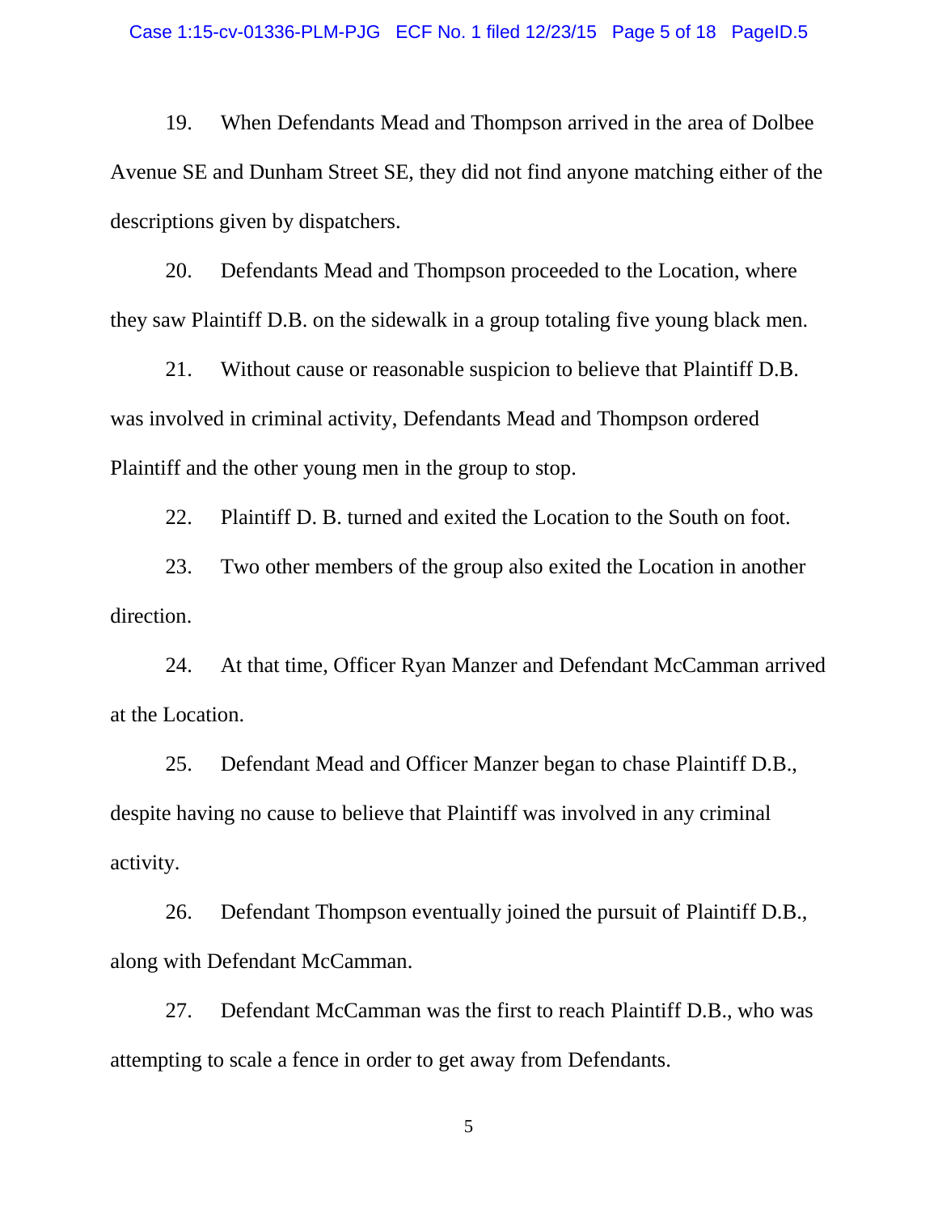19. When Defendants Mead and Thompson arrived in the area of Dolbee Avenue SE and Dunham Street SE, they did not find anyone matching either of the descriptions given by dispatchers.

20. Defendants Mead and Thompson proceeded to the Location, where they saw Plaintiff D.B. on the sidewalk in a group totaling five young black men.

21. Without cause or reasonable suspicion to believe that Plaintiff D.B. was involved in criminal activity, Defendants Mead and Thompson ordered Plaintiff and the other young men in the group to stop.

22. Plaintiff D. B. turned and exited the Location to the South on foot.

23. Two other members of the group also exited the Location in another direction.

24. At that time, Officer Ryan Manzer and Defendant McCamman arrived at the Location.

25. Defendant Mead and Officer Manzer began to chase Plaintiff D.B., despite having no cause to believe that Plaintiff was involved in any criminal activity.

26. Defendant Thompson eventually joined the pursuit of Plaintiff D.B., along with Defendant McCamman.

27. Defendant McCamman was the first to reach Plaintiff D.B., who was attempting to scale a fence in order to get away from Defendants.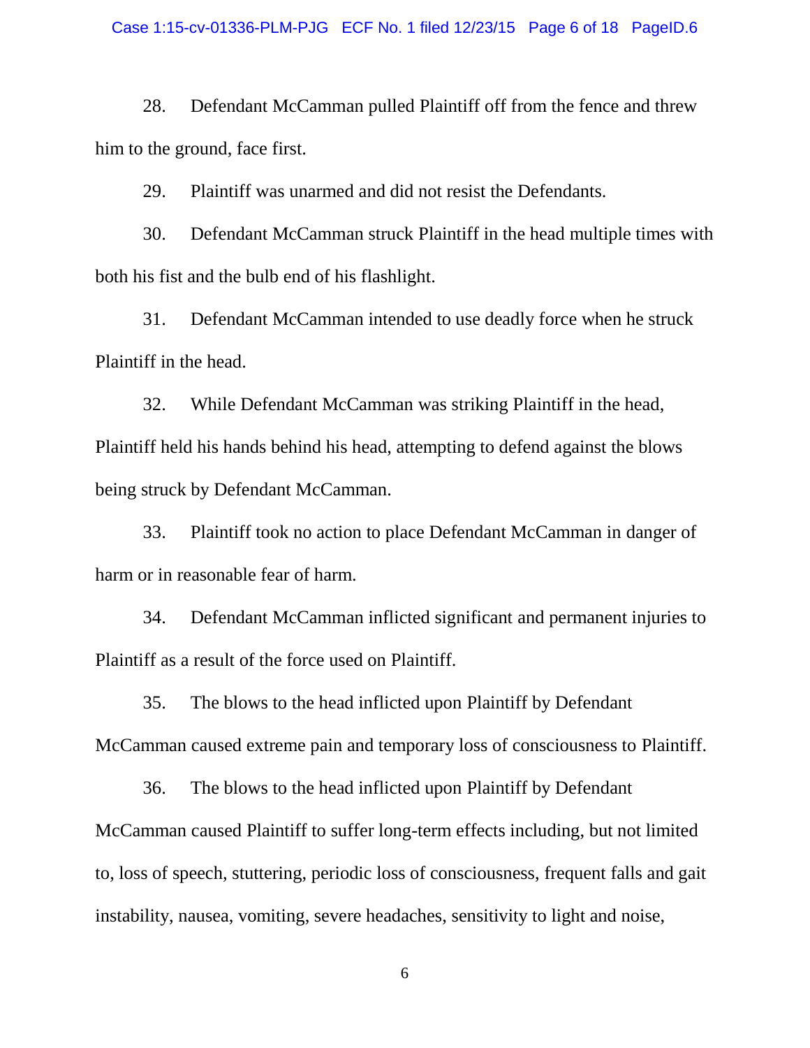28. Defendant McCamman pulled Plaintiff off from the fence and threw him to the ground, face first.

29. Plaintiff was unarmed and did not resist the Defendants.

30. Defendant McCamman struck Plaintiff in the head multiple times with both his fist and the bulb end of his flashlight.

31. Defendant McCamman intended to use deadly force when he struck Plaintiff in the head.

32. While Defendant McCamman was striking Plaintiff in the head, Plaintiff held his hands behind his head, attempting to defend against the blows being struck by Defendant McCamman.

33. Plaintiff took no action to place Defendant McCamman in danger of harm or in reasonable fear of harm.

34. Defendant McCamman inflicted significant and permanent injuries to Plaintiff as a result of the force used on Plaintiff.

35. The blows to the head inflicted upon Plaintiff by Defendant McCamman caused extreme pain and temporary loss of consciousness to Plaintiff.

36. The blows to the head inflicted upon Plaintiff by Defendant McCamman caused Plaintiff to suffer long-term effects including, but not limited to, loss of speech, stuttering, periodic loss of consciousness, frequent falls and gait instability, nausea, vomiting, severe headaches, sensitivity to light and noise,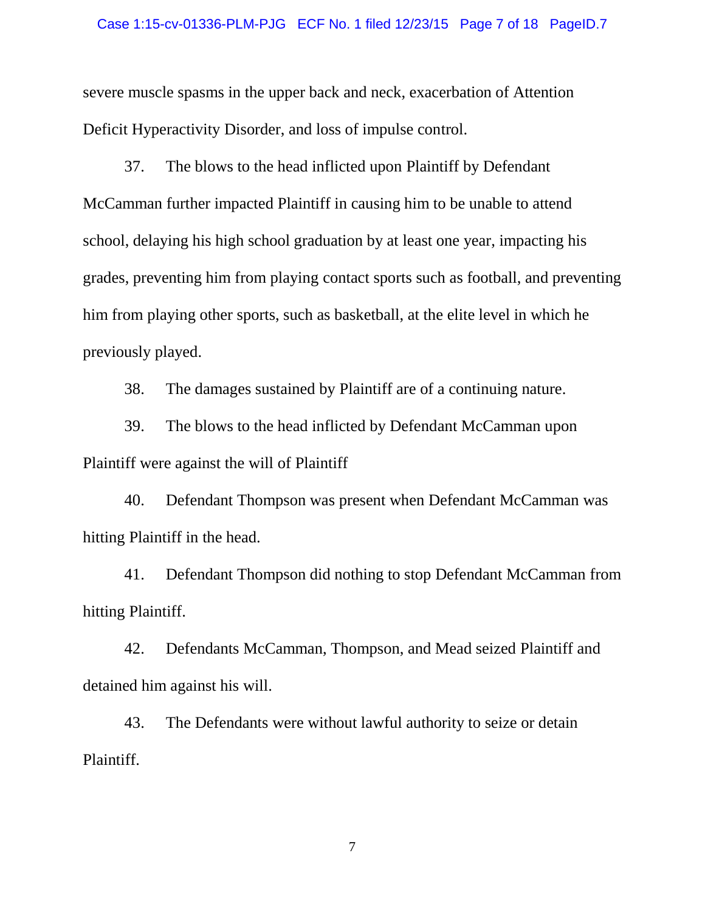severe muscle spasms in the upper back and neck, exacerbation of Attention Deficit Hyperactivity Disorder, and loss of impulse control.

37. The blows to the head inflicted upon Plaintiff by Defendant McCamman further impacted Plaintiff in causing him to be unable to attend school, delaying his high school graduation by at least one year, impacting his grades, preventing him from playing contact sports such as football, and preventing him from playing other sports, such as basketball, at the elite level in which he previously played.

38. The damages sustained by Plaintiff are of a continuing nature.

39. The blows to the head inflicted by Defendant McCamman upon Plaintiff were against the will of Plaintiff

40. Defendant Thompson was present when Defendant McCamman was hitting Plaintiff in the head.

41. Defendant Thompson did nothing to stop Defendant McCamman from hitting Plaintiff.

42. Defendants McCamman, Thompson, and Mead seized Plaintiff and detained him against his will.

43. The Defendants were without lawful authority to seize or detain Plaintiff.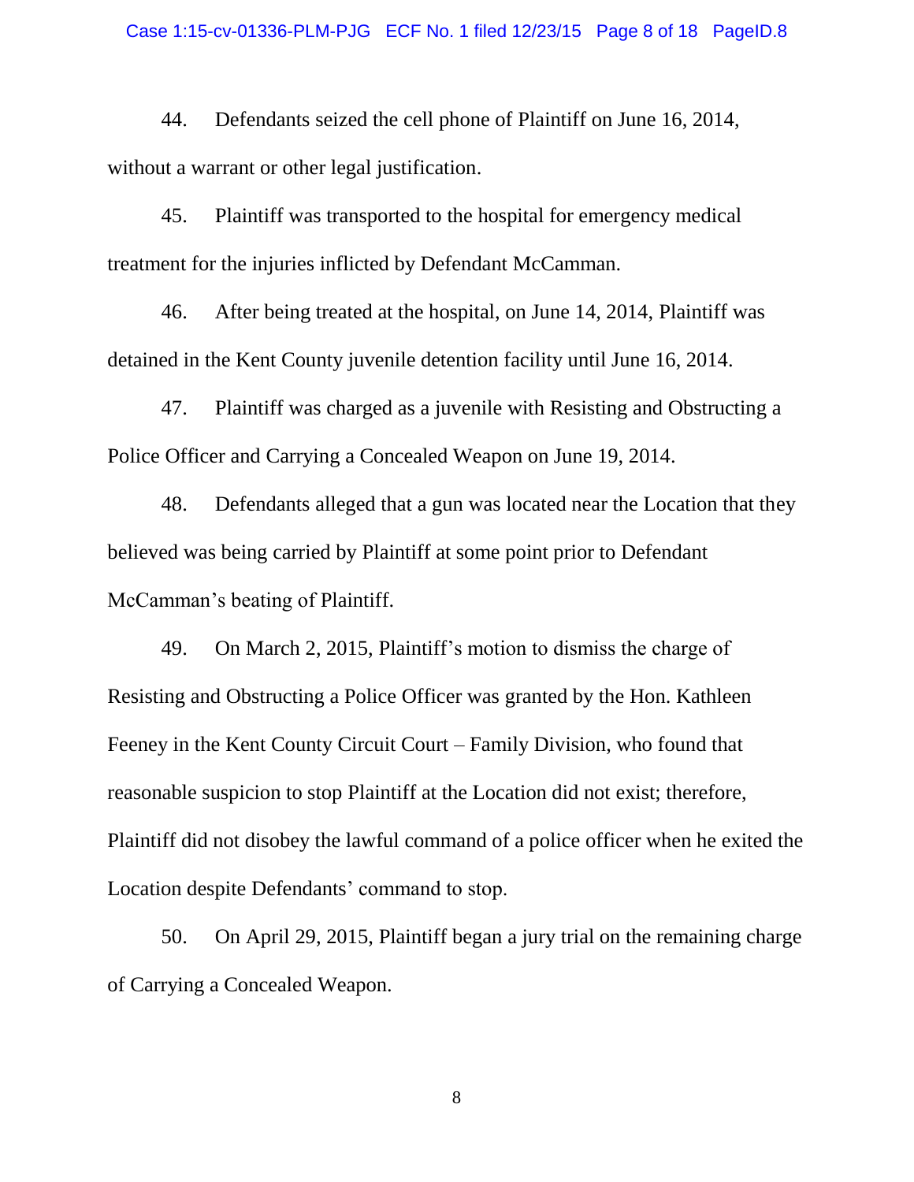44. Defendants seized the cell phone of Plaintiff on June 16, 2014, without a warrant or other legal justification.

45. Plaintiff was transported to the hospital for emergency medical treatment for the injuries inflicted by Defendant McCamman.

46. After being treated at the hospital, on June 14, 2014, Plaintiff was detained in the Kent County juvenile detention facility until June 16, 2014.

47. Plaintiff was charged as a juvenile with Resisting and Obstructing a Police Officer and Carrying a Concealed Weapon on June 19, 2014.

48. Defendants alleged that a gun was located near the Location that they believed was being carried by Plaintiff at some point prior to Defendant McCamman's beating of Plaintiff.

49. On March 2, 2015, Plaintiff's motion to dismiss the charge of Resisting and Obstructing a Police Officer was granted by the Hon. Kathleen Feeney in the Kent County Circuit Court – Family Division, who found that reasonable suspicion to stop Plaintiff at the Location did not exist; therefore, Plaintiff did not disobey the lawful command of a police officer when he exited the Location despite Defendants' command to stop.

50. On April 29, 2015, Plaintiff began a jury trial on the remaining charge of Carrying a Concealed Weapon.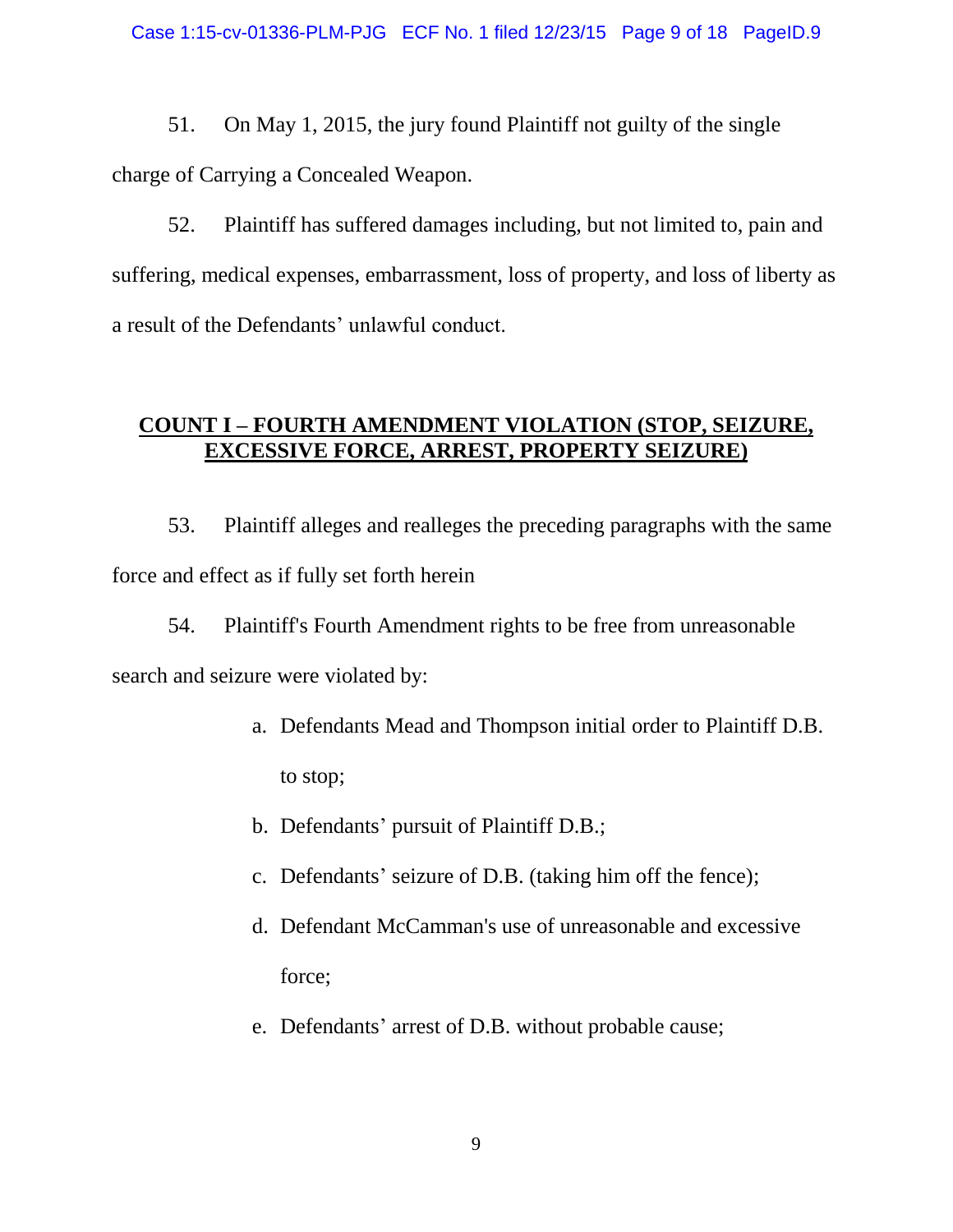51. On May 1, 2015, the jury found Plaintiff not guilty of the single charge of Carrying a Concealed Weapon.

52. Plaintiff has suffered damages including, but not limited to, pain and suffering, medical expenses, embarrassment, loss of property, and loss of liberty as a result of the Defendants' unlawful conduct.

## COUNT I – FOURTH AMENDMENT VIOLATION (STOP, SEIZURE, EXCESSIVE FORCE, ARREST, PROPERTY SEIZURE)

53. Plaintiff alleges and realleges the preceding paragraphs with the same force and effect as if fully set forth herein

54. Plaintiff's Fourth Amendment rights to be free from unreasonable search and seizure were violated by:

a. Defendants Mead and Thompson initial order to Plaintiff D.B. to stop;

b. Defendants' pursuit of Plaintiff D.B.;

c. Defendants' seizure of D.B. (taking him off the fence);

d. Defendant McCamman's use of unreasonable and excessive force;

e. Defendants' arrest of D.B. without probable cause;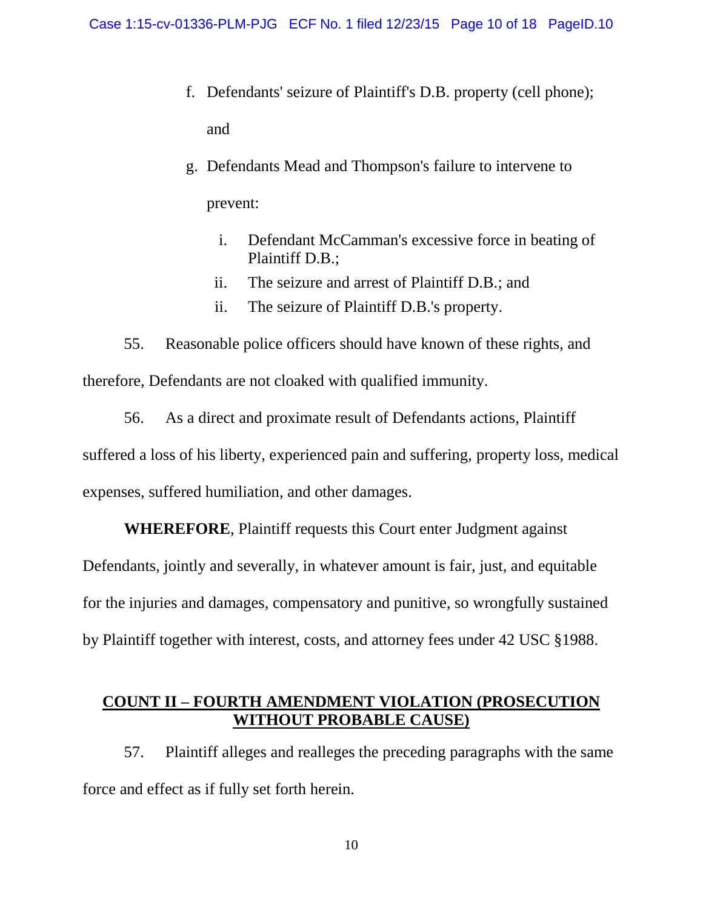f. Defendants' seizure of Plaintiff's D.B. property (cell phone); and

g. Defendants Mead and Thompson's failure to intervene to prevent:

   i. Defendant McCamman's excessive force in beating of Plaintiff D.B.;

   ii. The seizure and arrest of Plaintiff D.B.; and

   ii. The seizure of Plaintiff D.B.'s property.

55. Reasonable police officers should have known of these rights, and therefore, Defendants are not cloaked with qualified immunity.

56. As a direct and proximate result of Defendants actions, Plaintiff suffered a loss of his liberty, experienced pain and suffering, property loss, medical expenses, suffered humiliation, and other damages.

**WHEREFORE**, Plaintiff requests this Court enter Judgment against Defendants, jointly and severally, in whatever amount is fair, just, and equitable for the injuries and damages, compensatory and punitive, so wrongfully sustained by Plaintiff together with interest, costs, and attorney fees under 42 USC §1988.

## COUNT II – FOURTH AMENDMENT VIOLATION (PROSECUTION WITHOUT PROBABLE CAUSE)

57. Plaintiff alleges and realleges the preceding paragraphs with the same force and effect as if fully set forth herein.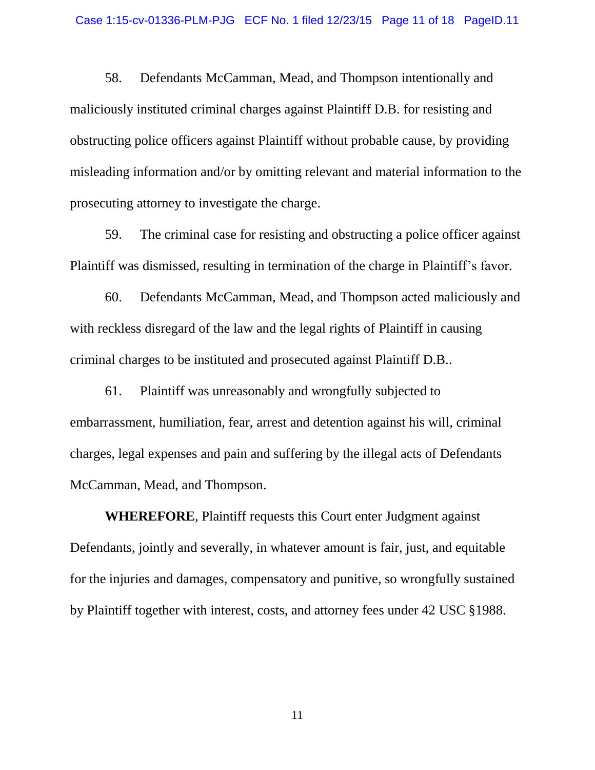58. Defendants McCamman, Mead, and Thompson intentionally and maliciously instituted criminal charges against Plaintiff D.B. for resisting and obstructing police officers against Plaintiff without probable cause, by providing misleading information and/or by omitting relevant and material information to the prosecuting attorney to investigate the charge.

59. The criminal case for resisting and obstructing a police officer against Plaintiff was dismissed, resulting in termination of the charge in Plaintiff's favor.

60. Defendants McCamman, Mead, and Thompson acted maliciously and with reckless disregard of the law and the legal rights of Plaintiff in causing criminal charges to be instituted and prosecuted against Plaintiff D.B..

61. Plaintiff was unreasonably and wrongfully subjected to embarrassment, humiliation, fear, arrest and detention against his will, criminal charges, legal expenses and pain and suffering by the illegal acts of Defendants McCamman, Mead, and Thompson.

**WHEREFORE**, Plaintiff requests this Court enter Judgment against Defendants, jointly and severally, in whatever amount is fair, just, and equitable for the injuries and damages, compensatory and punitive, so wrongfully sustained by Plaintiff together with interest, costs, and attorney fees under 42 USC §1988.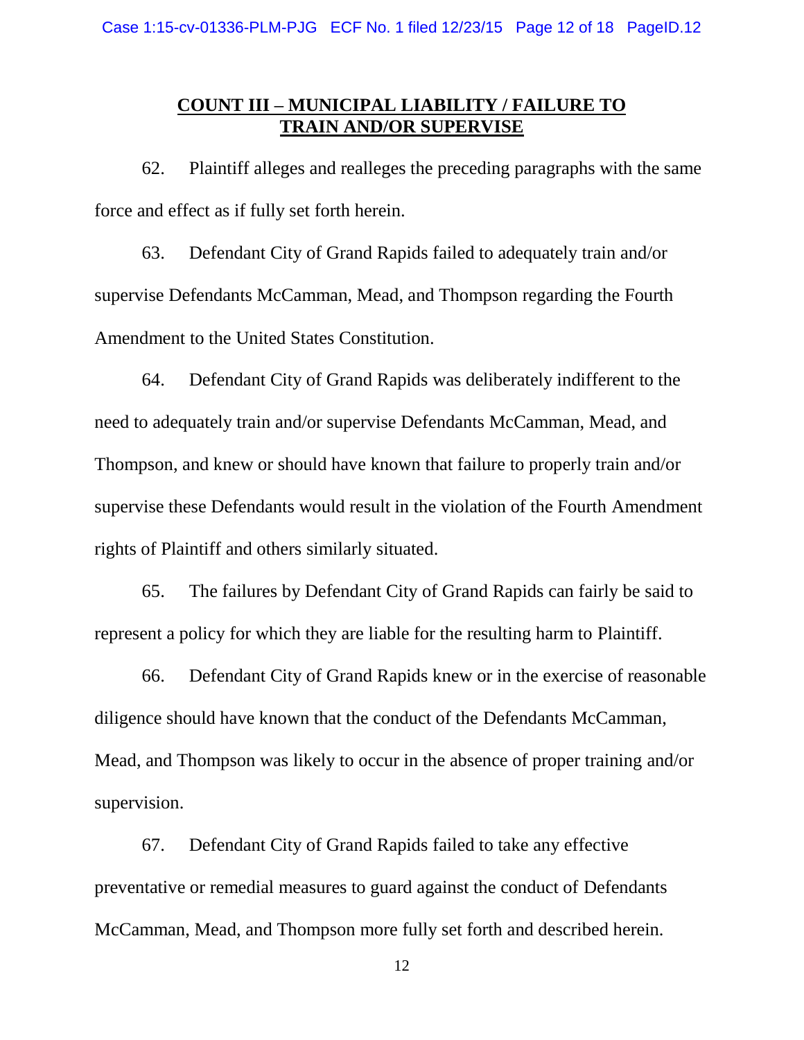## COUNT III – MUNICIPAL LIABILITY / FAILURE TO TRAIN AND/OR SUPERVISE

62. Plaintiff alleges and realleges the preceding paragraphs with the same force and effect as if fully set forth herein.

63. Defendant City of Grand Rapids failed to adequately train and/or supervise Defendants McCamman, Mead, and Thompson regarding the Fourth Amendment to the United States Constitution.

64. Defendant City of Grand Rapids was deliberately indifferent to the need to adequately train and/or supervise Defendants McCamman, Mead, and Thompson, and knew or should have known that failure to properly train and/or supervise these Defendants would result in the violation of the Fourth Amendment rights of Plaintiff and others similarly situated.

65. The failures by Defendant City of Grand Rapids can fairly be said to represent a policy for which they are liable for the resulting harm to Plaintiff.

66. Defendant City of Grand Rapids knew or in the exercise of reasonable diligence should have known that the conduct of the Defendants McCamman, Mead, and Thompson was likely to occur in the absence of proper training and/or supervision.

67. Defendant City of Grand Rapids failed to take any effective preventative or remedial measures to guard against the conduct of Defendants McCamman, Mead, and Thompson more fully set forth and described herein.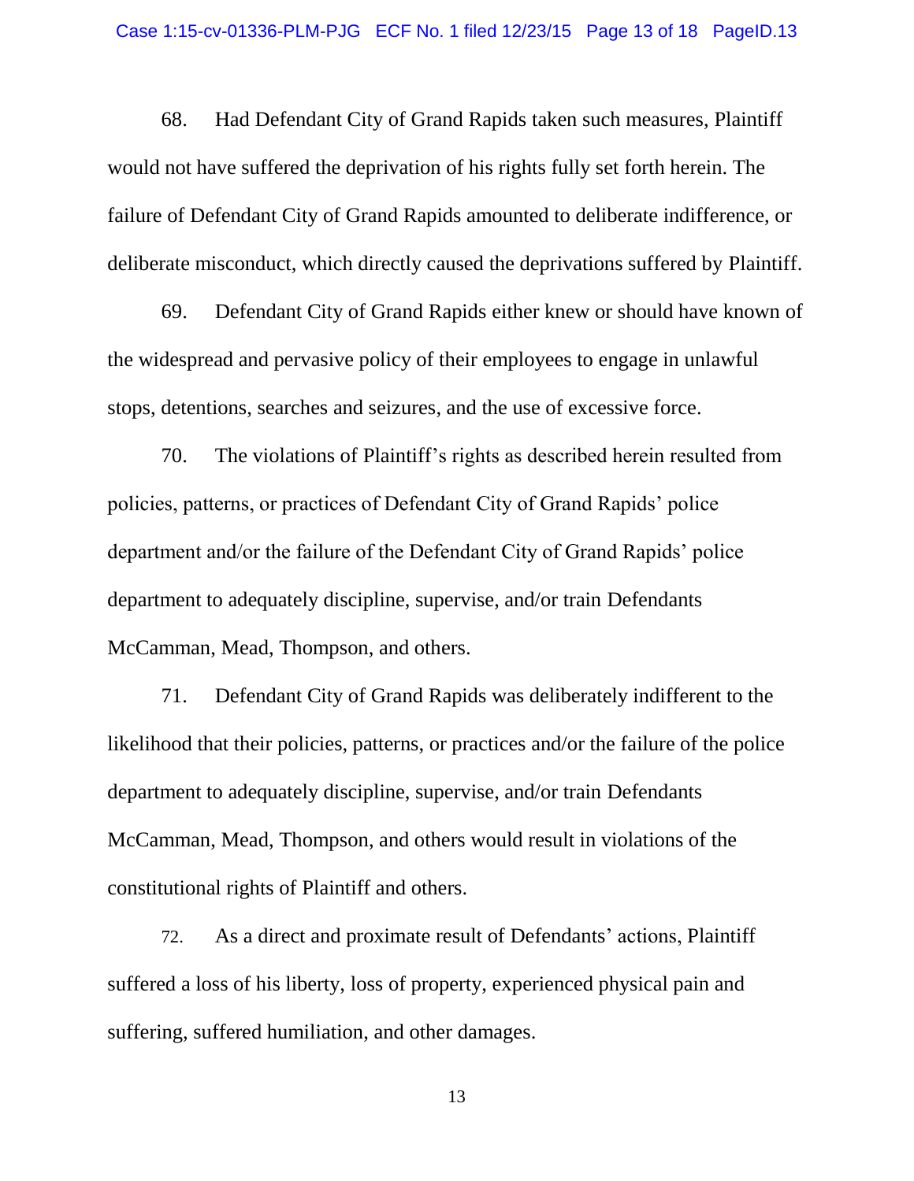68. Had Defendant City of Grand Rapids taken such measures, Plaintiff would not have suffered the deprivation of his rights fully set forth herein. The failure of Defendant City of Grand Rapids amounted to deliberate indifference, or deliberate misconduct, which directly caused the deprivations suffered by Plaintiff.

69. Defendant City of Grand Rapids either knew or should have known of the widespread and pervasive policy of their employees to engage in unlawful stops, detentions, searches and seizures, and the use of excessive force.

70. The violations of Plaintiff's rights as described herein resulted from policies, patterns, or practices of Defendant City of Grand Rapids' police department and/or the failure of the Defendant City of Grand Rapids' police department to adequately discipline, supervise, and/or train Defendants McCamman, Mead, Thompson, and others.

71. Defendant City of Grand Rapids was deliberately indifferent to the likelihood that their policies, patterns, or practices and/or the failure of the police department to adequately discipline, supervise, and/or train Defendants McCamman, Mead, Thompson, and others would result in violations of the constitutional rights of Plaintiff and others.

72. As a direct and proximate result of Defendants' actions, Plaintiff suffered a loss of his liberty, loss of property, experienced physical pain and suffering, suffered humiliation, and other damages.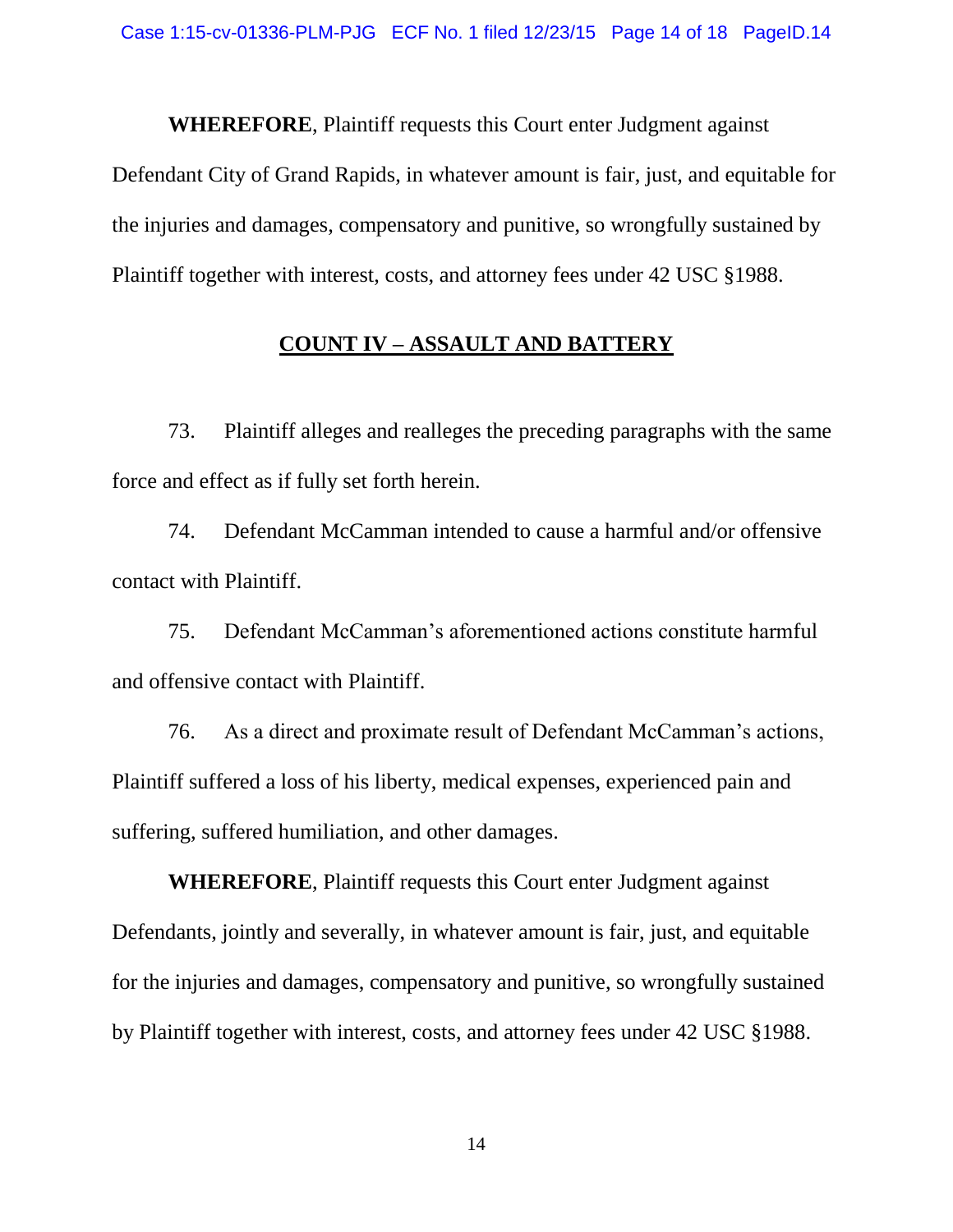**WHEREFORE**, Plaintiff requests this Court enter Judgment against Defendant City of Grand Rapids, in whatever amount is fair, just, and equitable for the injuries and damages, compensatory and punitive, so wrongfully sustained by Plaintiff together with interest, costs, and attorney fees under 42 USC §1988.

## COUNT IV – ASSAULT AND BATTERY

73. Plaintiff alleges and realleges the preceding paragraphs with the same force and effect as if fully set forth herein.

74. Defendant McCamman intended to cause a harmful and/or offensive contact with Plaintiff.

75. Defendant McCamman's aforementioned actions constitute harmful and offensive contact with Plaintiff.

76. As a direct and proximate result of Defendant McCamman's actions, Plaintiff suffered a loss of his liberty, medical expenses, experienced pain and suffering, suffered humiliation, and other damages.

**WHEREFORE**, Plaintiff requests this Court enter Judgment against Defendants, jointly and severally, in whatever amount is fair, just, and equitable for the injuries and damages, compensatory and punitive, so wrongfully sustained by Plaintiff together with interest, costs, and attorney fees under 42 USC §1988.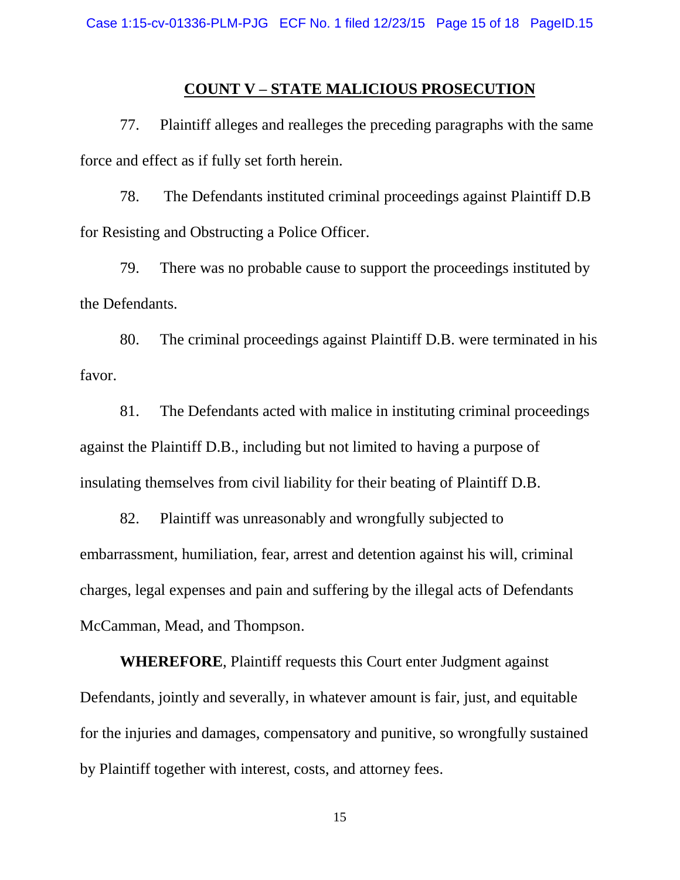## COUNT V – STATE MALICIOUS PROSECUTION

77. Plaintiff alleges and realleges the preceding paragraphs with the same force and effect as if fully set forth herein.

78. The Defendants instituted criminal proceedings against Plaintiff D.B for Resisting and Obstructing a Police Officer.

79. There was no probable cause to support the proceedings instituted by the Defendants.

80. The criminal proceedings against Plaintiff D.B. were terminated in his favor.

81. The Defendants acted with malice in instituting criminal proceedings against the Plaintiff D.B., including but not limited to having a purpose of insulating themselves from civil liability for their beating of Plaintiff D.B.

82. Plaintiff was unreasonably and wrongfully subjected to embarrassment, humiliation, fear, arrest and detention against his will, criminal charges, legal expenses and pain and suffering by the illegal acts of Defendants McCamman, Mead, and Thompson.

**WHEREFORE**, Plaintiff requests this Court enter Judgment against Defendants, jointly and severally, in whatever amount is fair, just, and equitable for the injuries and damages, compensatory and punitive, so wrongfully sustained by Plaintiff together with interest, costs, and attorney fees.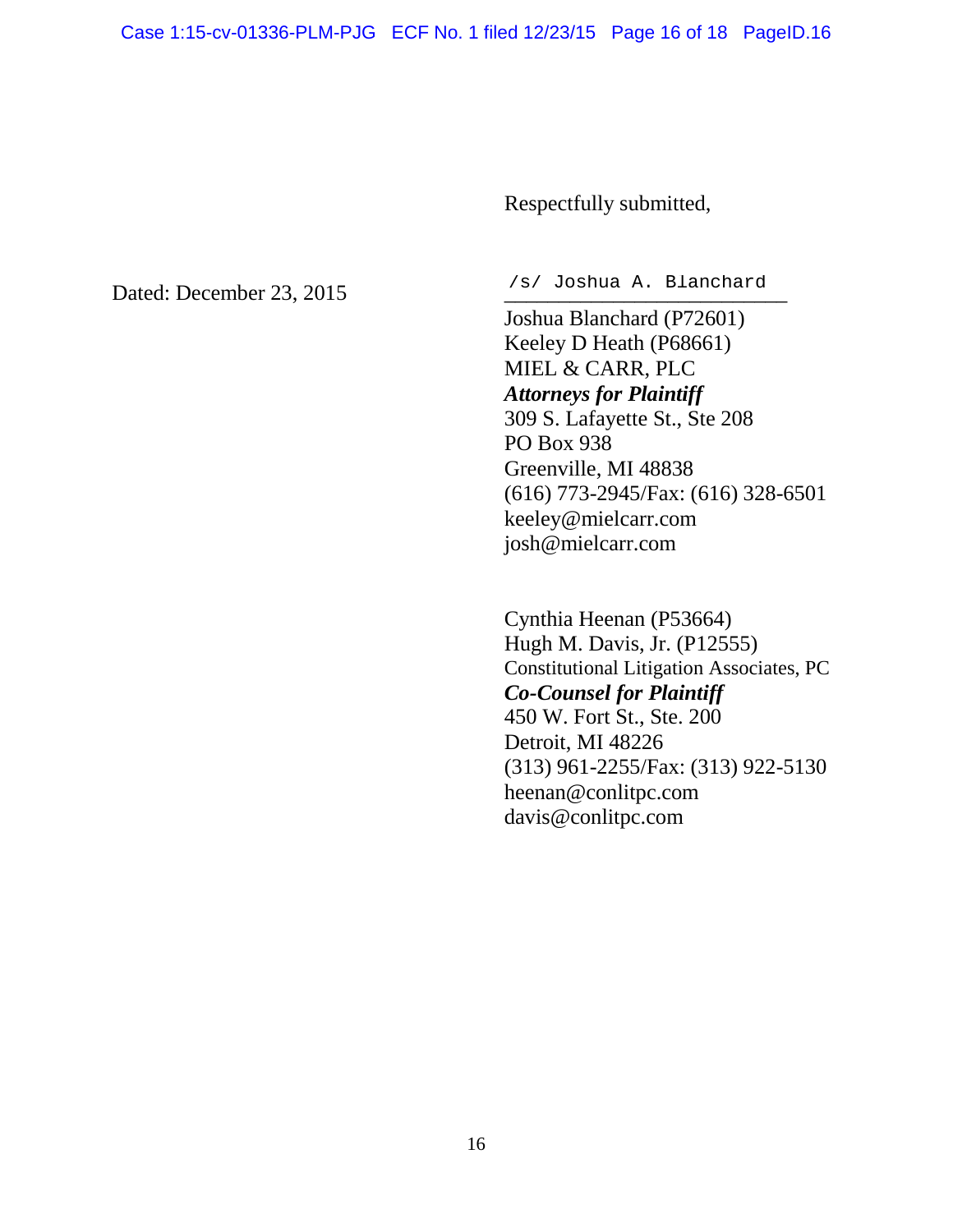Respectfully submitted,

Dated: December 23, 2015

/s/ Joshua A. Blanchard
\_\_\_\_\_\_\_\_\_\_\_\_\_\_\_\_\_\_\_\_\_\_\_\_\_\_\_\_

Joshua Blanchard (P72601)
Keeley D Heath (P68661)
MIEL & CARR, PLC
***Attorneys for Plaintiff***
309 S. Lafayette St., Ste 208
PO Box 938
Greenville, MI 48838
(616) 773-2945/Fax: (616) 328-6501
keeley@mielcarr.com
josh@mielcarr.com

Cynthia Heenan (P53664)
Hugh M. Davis, Jr. (P12555)
Constitutional Litigation Associates, PC
***Co-Counsel for Plaintiff***
450 W. Fort St., Ste. 200
Detroit, MI 48226
(313) 961-2255/Fax: (313) 922-5130
heenan@conlitpc.com
davis@conlitpc.com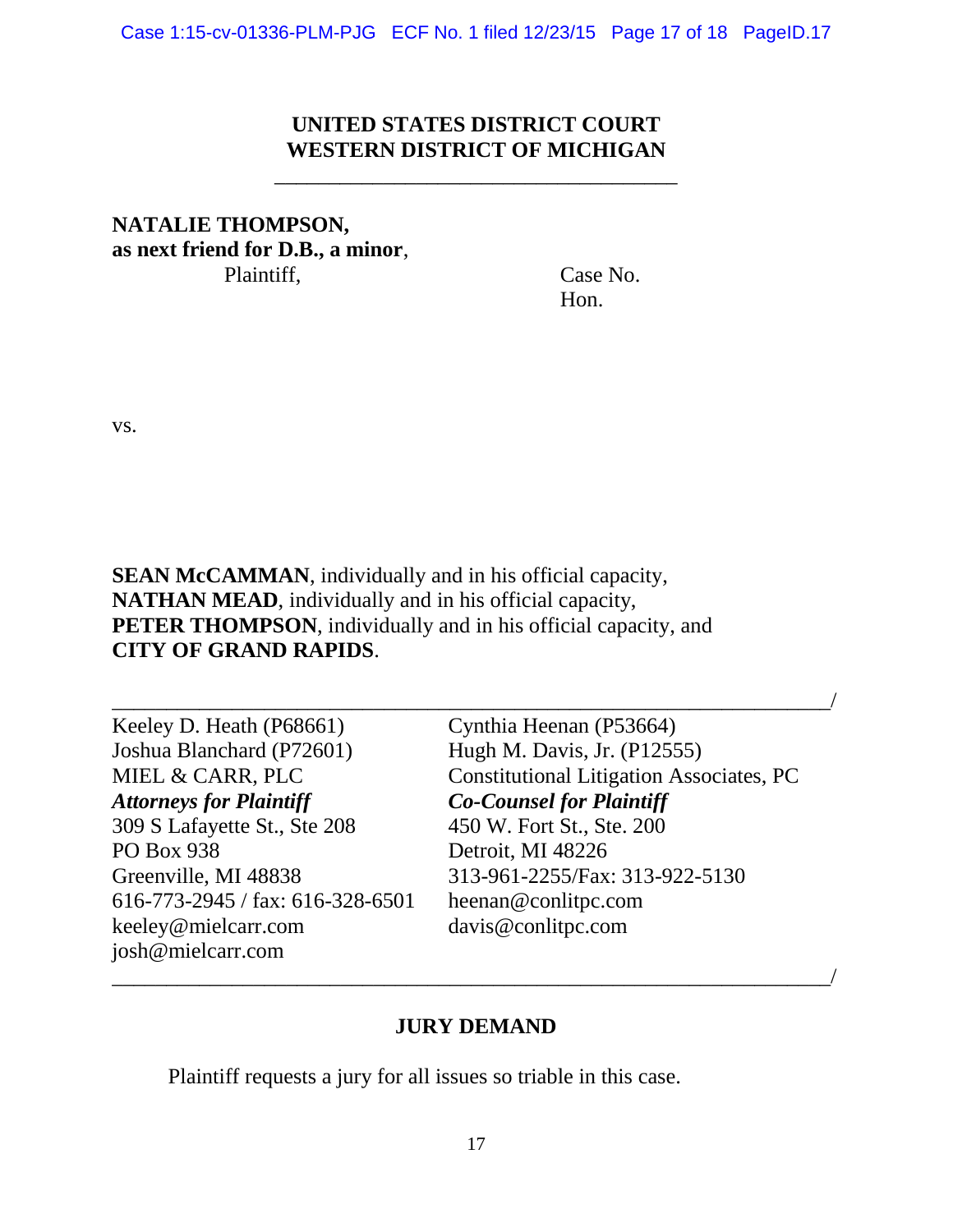**UNITED STATES DISTRICT COURT**
**WESTERN DISTRICT OF MICHIGAN**

---

**NATALIE THOMPSON,**
**as next friend for D.B., a minor**,
Plaintiff,

Case No.
Hon.

vs.

**SEAN McCAMMAN**, individually and in his official capacity,
**NATHAN MEAD**, individually and in his official capacity,
**PETER THOMPSON**, individually and in his official capacity, and
**CITY OF GRAND RAPIDS**.

_______________________________________________________________/

| | |
|---|---|
| Keeley D. Heath (P68661) | Cynthia Heenan (P53664) |
| Joshua Blanchard (P72601) | Hugh M. Davis, Jr. (P12555) |
| MIEL & CARR, PLC | Constitutional Litigation Associates, PC |
| ***Attorneys for Plaintiff*** | ***Co-Counsel for Plaintiff*** |
| 309 S Lafayette St., Ste 208 | 450 W. Fort St., Ste. 200 |
| PO Box 938 | Detroit, MI 48226 |
| Greenville, MI 48838 | 313-961-2255/Fax: 313-922-5130 |
| 616-773-2945 / fax: 616-328-6501 | heenan@conlitpc.com |
| keeley@mielcarr.com | davis@conlitpc.com |
| josh@mielcarr.com | |

_______________________________________________________________/

**JURY DEMAND**

Plaintiff requests a jury for all issues so triable in this case.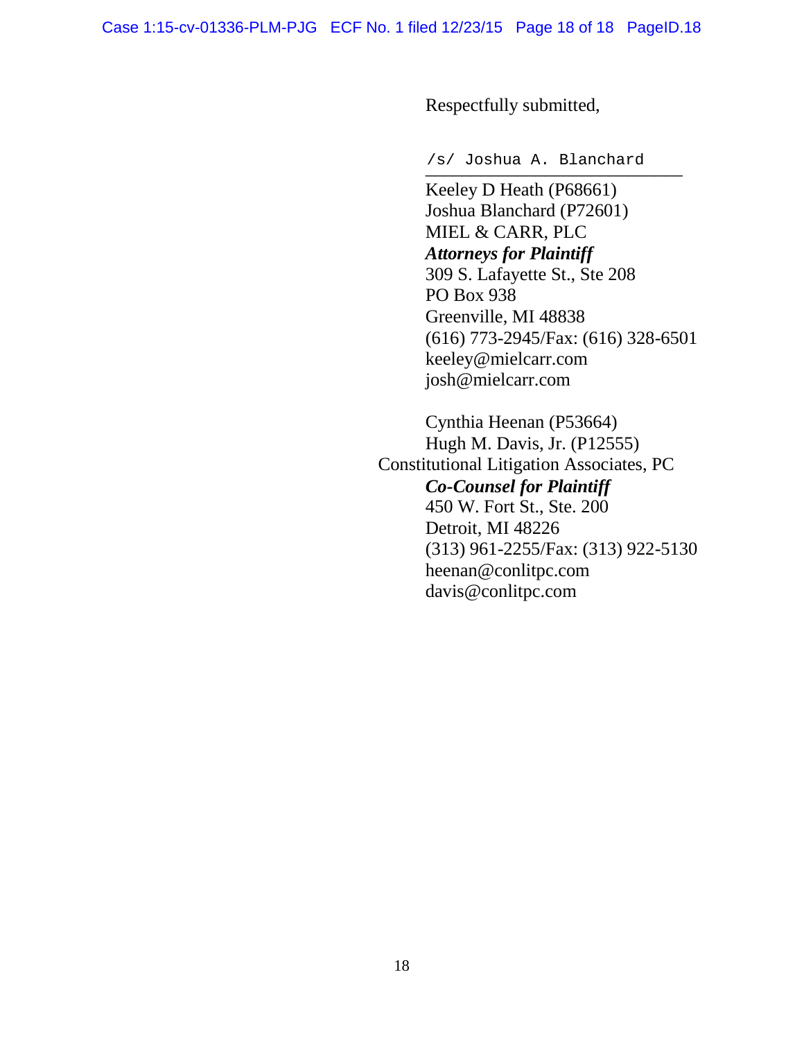Respectfully submitted,

/s/ Joshua A. Blanchard

Keeley D Heath (P68661)
Joshua Blanchard (P72601)
MIEL & CARR, PLC
***Attorneys for Plaintiff***
309 S. Lafayette St., Ste 208
PO Box 938
Greenville, MI 48838
(616) 773-2945/Fax: (616) 328-6501
keeley@mielcarr.com
josh@mielcarr.com

Cynthia Heenan (P53664)
Hugh M. Davis, Jr. (P12555)
Constitutional Litigation Associates, PC
***Co-Counsel for Plaintiff***
450 W. Fort St., Ste. 200
Detroit, MI 48226
(313) 961-2255/Fax: (313) 922-5130
heenan@conlitpc.com
davis@conlitpc.com